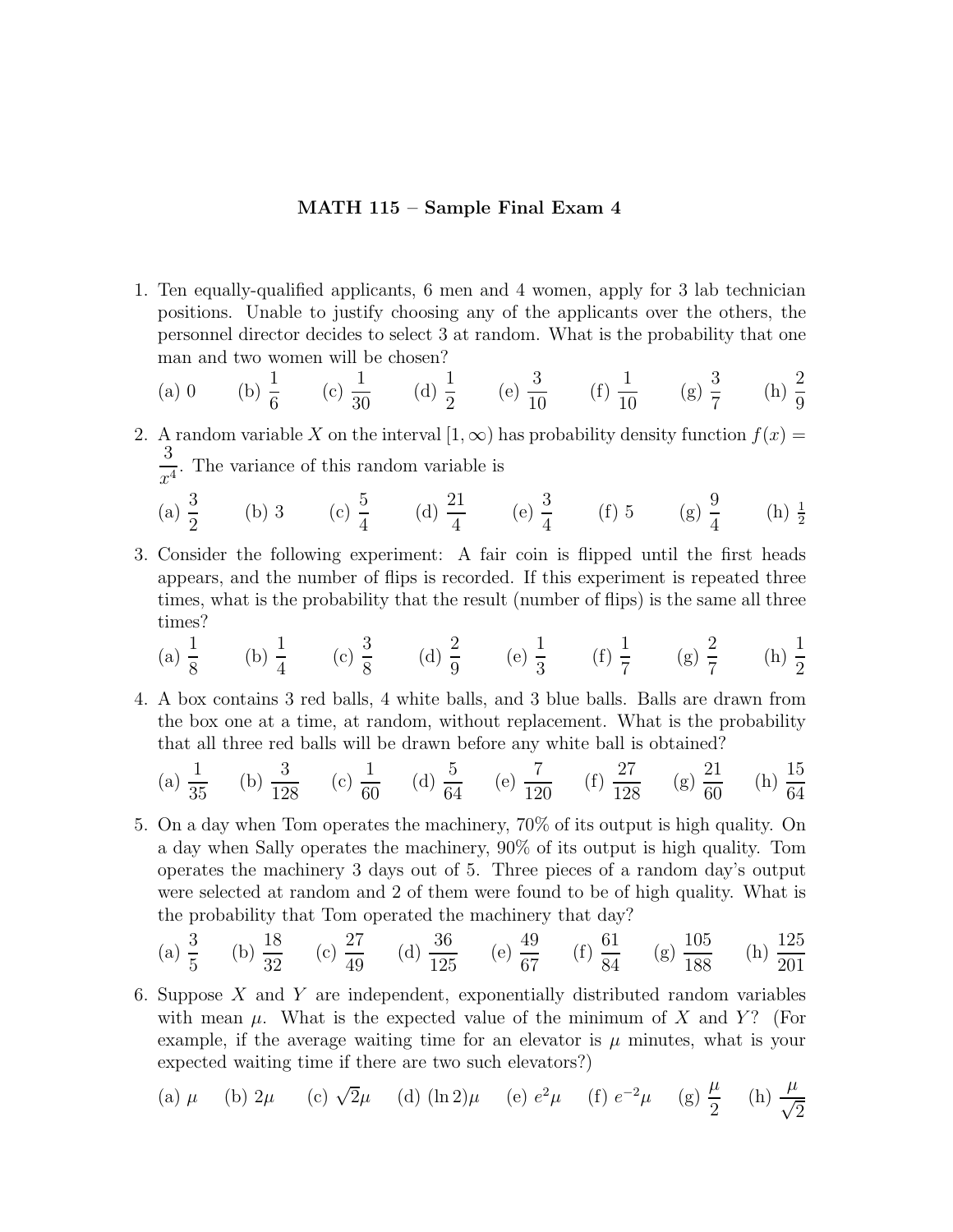**MATH 115 – Sample Final Exam 4**

1. Ten equally-qualified applicants, 6 men and 4 women, apply for 3 lab technician positions. Unable to justify choosing any of the applicants over the others, the personnel director decides to select 3 at random. What is the probability that one man and two women will be chosen?

   (a) 0 (b) $\frac{1}{6}$ (c) $\frac{1}{30}$ (d) $\frac{1}{2}$ (e) $\frac{3}{10}$ (f) $\frac{1}{10}$ (g) $\frac{3}{7}$ (h) $\frac{2}{9}$

2. A random variable $X$ on the interval $[1, \infty)$ has probability density function $f(x) = \frac{3}{x^4}$. The variance of this random variable is

   (a) $\frac{3}{2}$ (b) 3 (c) $\frac{5}{4}$ (d) $\frac{21}{4}$ (e) $\frac{3}{4}$ (f) 5 (g) $\frac{9}{4}$ (h) $\frac{1}{2}$

3. Consider the following experiment: A fair coin is flipped until the first heads appears, and the number of flips is recorded. If this experiment is repeated three times, what is the probability that the result (number of flips) is the same all three times?

   (a) $\frac{1}{8}$ (b) $\frac{1}{4}$ (c) $\frac{3}{8}$ (d) $\frac{2}{9}$ (e) $\frac{1}{3}$ (f) $\frac{1}{7}$ (g) $\frac{2}{7}$ (h) $\frac{1}{2}$

4. A box contains 3 red balls, 4 white balls, and 3 blue balls. Balls are drawn from the box one at a time, at random, without replacement. What is the probability that all three red balls will be drawn before any white ball is obtained?

   (a) $\frac{1}{35}$ (b) $\frac{3}{128}$ (c) $\frac{1}{60}$ (d) $\frac{5}{64}$ (e) $\frac{7}{120}$ (f) $\frac{27}{128}$ (g) $\frac{21}{60}$ (h) $\frac{15}{64}$

5. On a day when Tom operates the machinery, 70% of its output is high quality. On a day when Sally operates the machinery, 90% of its output is high quality. Tom operates the machinery 3 days out of 5. Three pieces of a random day's output were selected at random and 2 of them were found to be of high quality. What is the probability that Tom operated the machinery that day?

   (a) $\frac{3}{5}$ (b) $\frac{18}{32}$ (c) $\frac{27}{49}$ (d) $\frac{36}{125}$ (e) $\frac{49}{67}$ (f) $\frac{61}{84}$ (g) $\frac{105}{188}$ (h) $\frac{125}{201}$

6. Suppose $X$ and $Y$ are independent, exponentially distributed random variables with mean $\mu$. What is the expected value of the minimum of $X$ and $Y$? (For example, if the average waiting time for an elevator is $\mu$ minutes, what is your expected waiting time if there are two such elevators?)

   (a) $\mu$ (b) $2\mu$ (c) $\sqrt{2}\mu$ (d) $(\ln 2)\mu$ (e) $e^2\mu$ (f) $e^{-2}\mu$ (g) $\frac{\mu}{2}$ (h) $\frac{\mu}{\sqrt{2}}$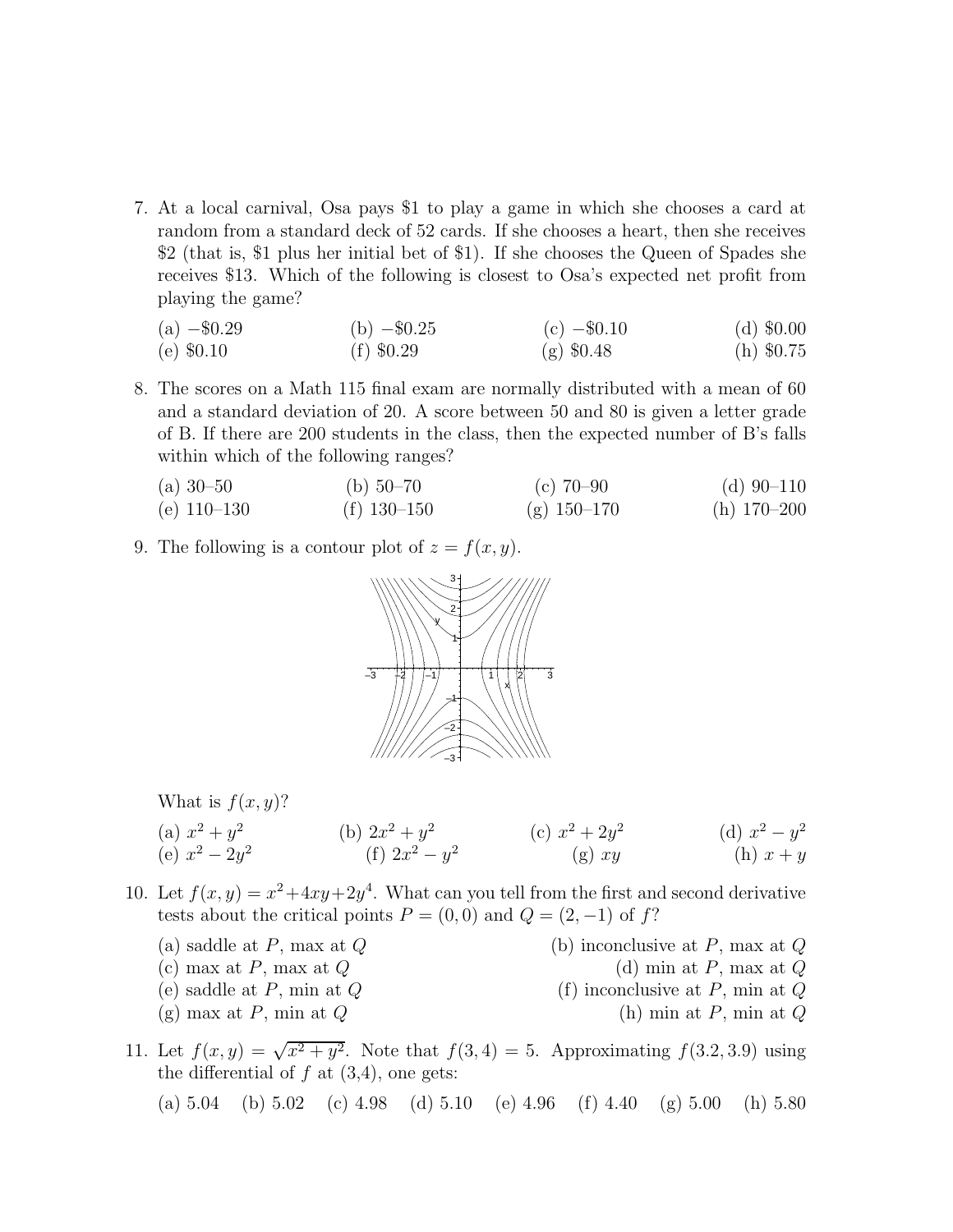7. At a local carnival, Osa pays \$1 to play a game in which she chooses a card at random from a standard deck of 52 cards. If she chooses a heart, then she receives \$2 (that is, \$1 plus her initial bet of \$1). If she chooses the Queen of Spades she receives \$13. Which of the following is closest to Osa's expected net profit from playing the game?

   (a) $-\$0.29$ (b) $-\$0.25$ (c) $-\$0.10$ (d) $\$0.00$
   (e) $\$0.10$ (f) $\$0.29$ (g) $\$0.48$ (h) $\$0.75$

8. The scores on a Math 115 final exam are normally distributed with a mean of 60 and a standard deviation of 20. A score between 50 and 80 is given a letter grade of B. If there are 200 students in the class, then the expected number of B's falls within which of the following ranges?

   (a) 30–50 (b) 50–70 (c) 70–90 (d) 90–110
   (e) 110–130 (f) 130–150 (g) 150–170 (h) 170–200

9. The following is a contour plot of $z = f(x, y)$.

   What is $f(x, y)$?

   (a) $x^2 + y^2$ (b) $2x^2 + y^2$ (c) $x^2 + 2y^2$ (d) $x^2 - y^2$
   (e) $x^2 - 2y^2$ (f) $2x^2 - y^2$ (g) $xy$ (h) $x + y$

10. Let $f(x, y) = x^2 + 4xy + 2y^4$. What can you tell from the first and second derivative tests about the critical points $P = (0, 0)$ and $Q = (2, -1)$ of $f$?

    (a) saddle at $P$, max at $Q$
    (b) inconclusive at $P$, max at $Q$
    (c) max at $P$, max at $Q$
    (d) min at $P$, max at $Q$
    (e) saddle at $P$, min at $Q$
    (f) inconclusive at $P$, min at $Q$
    (g) max at $P$, min at $Q$
    (h) min at $P$, min at $Q$

11. Let $f(x, y) = \sqrt{x^2 + y^2}$. Note that $f(3, 4) = 5$. Approximating $f(3.2, 3.9)$ using the differential of $f$ at (3,4), one gets:

    (a) 5.04 (b) 5.02 (c) 4.98 (d) 5.10 (e) 4.96 (f) 4.40 (g) 5.00 (h) 5.80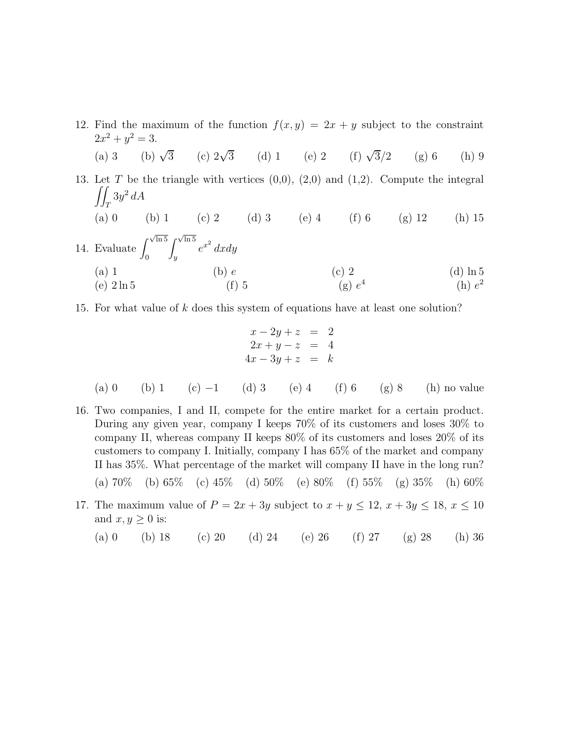12. Find the maximum of the function $f(x, y) = 2x + y$ subject to the constraint $2x^2 + y^2 = 3$.

(a) 3 (b) $\sqrt{3}$ (c) $2\sqrt{3}$ (d) 1 (e) 2 (f) $\sqrt{3}/2$ (g) 6 (h) 9

13. Let $T$ be the triangle with vertices (0,0), (2,0) and (1,2). Compute the integral $\iint_T 3y^2\, dA$

(a) 0 (b) 1 (c) 2 (d) 3 (e) 4 (f) 6 (g) 12 (h) 15

14. Evaluate $\int_0^{\sqrt{\ln 5}} \int_y^{\sqrt{\ln 5}} e^{x^2}\, dx dy$

(a) 1 (b) $e$ (c) 2 (d) $\ln 5$
(e) $2 \ln 5$ (f) 5 (g) $e^4$ (h) $e^2$

15. For what value of $k$ does this system of equations have at least one solution?

$$
\begin{aligned}
x - 2y + z &= 2 \\
2x + y - z &= 4 \\
4x - 3y + z &= k
\end{aligned}
$$

(a) 0 (b) 1 (c) $-1$ (d) 3 (e) 4 (f) 6 (g) 8 (h) no value

16. Two companies, I and II, compete for the entire market for a certain product. During any given year, company I keeps 70% of its customers and loses 30% to company II, whereas company II keeps 80% of its customers and loses 20% of its customers to company I. Initially, company I has 65% of the market and company II has 35%. What percentage of the market will company II have in the long run?

(a) 70% (b) 65% (c) 45% (d) 50% (e) 80% (f) 55% (g) 35% (h) 60%

17. The maximum value of $P = 2x + 3y$ subject to $x + y \leq 12$, $x + 3y \leq 18$, $x \leq 10$ and $x, y \geq 0$ is:

(a) 0 (b) 18 (c) 20 (d) 24 (e) 26 (f) 27 (g) 28 (h) 36